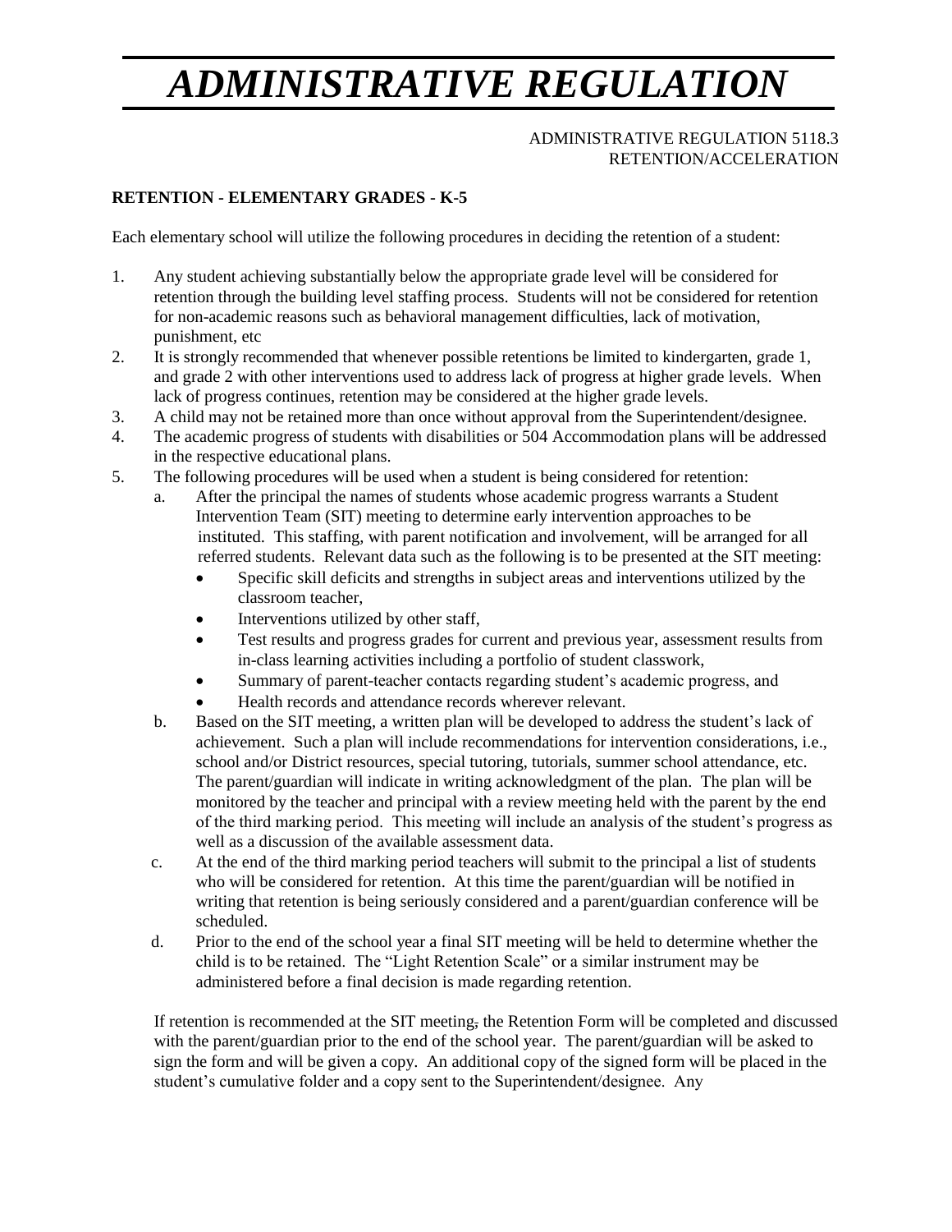# ADMINISTRATIVE REGULATION

ADMINISTRATIVE REGULATION 5118.3
RETENTION/ACCELERATION

**RETENTION - ELEMENTARY GRADES - K-5**

Each elementary school will utilize the following procedures in deciding the retention of a student:

1. Any student achieving substantially below the appropriate grade level will be considered for retention through the building level staffing process. Students will not be considered for retention for non-academic reasons such as behavioral management difficulties, lack of motivation, punishment, etc
2. It is strongly recommended that whenever possible retentions be limited to kindergarten, grade 1, and grade 2 with other interventions used to address lack of progress at higher grade levels. When lack of progress continues, retention may be considered at the higher grade levels.
3. A child may not be retained more than once without approval from the Superintendent/designee.
4. The academic progress of students with disabilities or 504 Accommodation plans will be addressed in the respective educational plans.
5. The following procedures will be used when a student is being considered for retention:
   a. After the principal the names of students whose academic progress warrants a Student Intervention Team (SIT) meeting to determine early intervention approaches to be instituted. This staffing, with parent notification and involvement, will be arranged for all referred students. Relevant data such as the following is to be presented at the SIT meeting:
      - Specific skill deficits and strengths in subject areas and interventions utilized by the classroom teacher,
      - Interventions utilized by other staff,
      - Test results and progress grades for current and previous year, assessment results from in-class learning activities including a portfolio of student classwork,
      - Summary of parent-teacher contacts regarding student's academic progress, and
      - Health records and attendance records wherever relevant.
   b. Based on the SIT meeting, a written plan will be developed to address the student's lack of achievement. Such a plan will include recommendations for intervention considerations, i.e., school and/or District resources, special tutoring, tutorials, summer school attendance, etc. The parent/guardian will indicate in writing acknowledgment of the plan. The plan will be monitored by the teacher and principal with a review meeting held with the parent by the end of the third marking period. This meeting will include an analysis of the student's progress as well as a discussion of the available assessment data.
   c. At the end of the third marking period teachers will submit to the principal a list of students who will be considered for retention. At this time the parent/guardian will be notified in writing that retention is being seriously considered and a parent/guardian conference will be scheduled.
   d. Prior to the end of the school year a final SIT meeting will be held to determine whether the child is to be retained. The "Light Retention Scale" or a similar instrument may be administered before a final decision is made regarding retention.

   If retention is recommended at the SIT meeting, the Retention Form will be completed and discussed with the parent/guardian prior to the end of the school year. The parent/guardian will be asked to sign the form and will be given a copy. An additional copy of the signed form will be placed in the student's cumulative folder and a copy sent to the Superintendent/designee. Any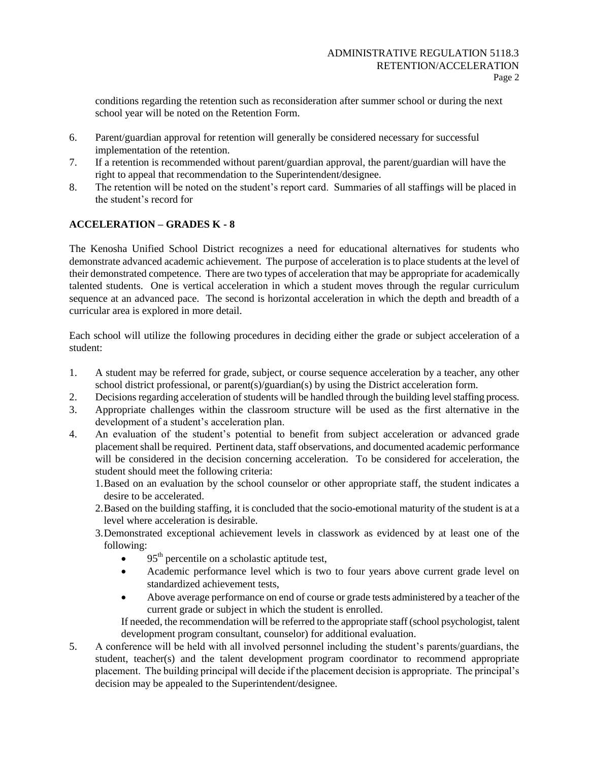conditions regarding the retention such as reconsideration after summer school or during the next school year will be noted on the Retention Form.

6. Parent/guardian approval for retention will generally be considered necessary for successful implementation of the retention.
7. If a retention is recommended without parent/guardian approval, the parent/guardian will have the right to appeal that recommendation to the Superintendent/designee.
8. The retention will be noted on the student's report card. Summaries of all staffings will be placed in the student's record for

## ACCELERATION – GRADES K - 8

The Kenosha Unified School District recognizes a need for educational alternatives for students who demonstrate advanced academic achievement. The purpose of acceleration is to place students at the level of their demonstrated competence. There are two types of acceleration that may be appropriate for academically talented students. One is vertical acceleration in which a student moves through the regular curriculum sequence at an advanced pace. The second is horizontal acceleration in which the depth and breadth of a curricular area is explored in more detail.

Each school will utilize the following procedures in deciding either the grade or subject acceleration of a student:

1. A student may be referred for grade, subject, or course sequence acceleration by a teacher, any other school district professional, or parent(s)/guardian(s) by using the District acceleration form.
2. Decisions regarding acceleration of students will be handled through the building level staffing process.
3. Appropriate challenges within the classroom structure will be used as the first alternative in the development of a student's acceleration plan.
4. An evaluation of the student's potential to benefit from subject acceleration or advanced grade placement shall be required. Pertinent data, staff observations, and documented academic performance will be considered in the decision concerning acceleration. To be considered for acceleration, the student should meet the following criteria:
   1. Based on an evaluation by the school counselor or other appropriate staff, the student indicates a desire to be accelerated.
   2. Based on the building staffing, it is concluded that the socio-emotional maturity of the student is at a level where acceleration is desirable.
   3. Demonstrated exceptional achievement levels in classwork as evidenced by at least one of the following:
      - 95th percentile on a scholastic aptitude test,
      - Academic performance level which is two to four years above current grade level on standardized achievement tests,
      - Above average performance on end of course or grade tests administered by a teacher of the current grade or subject in which the student is enrolled.

   If needed, the recommendation will be referred to the appropriate staff (school psychologist, talent development program consultant, counselor) for additional evaluation.
5. A conference will be held with all involved personnel including the student's parents/guardians, the student, teacher(s) and the talent development program coordinator to recommend appropriate placement. The building principal will decide if the placement decision is appropriate. The principal's decision may be appealed to the Superintendent/designee.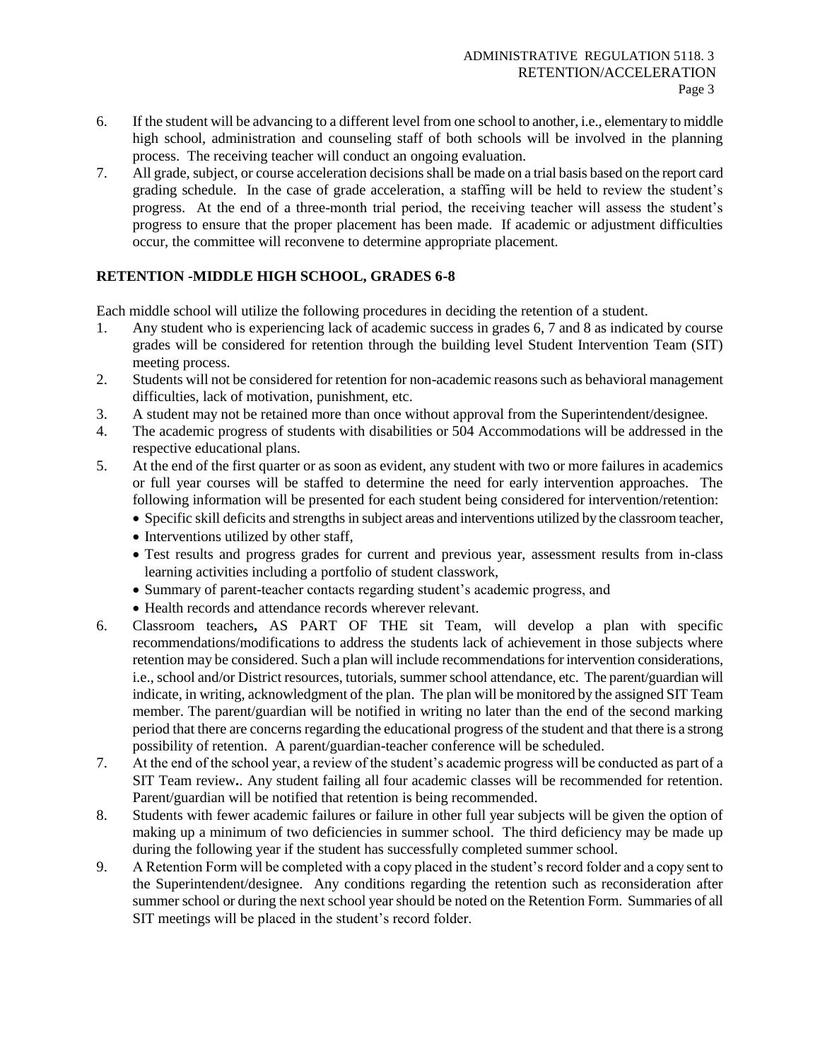6. If the student will be advancing to a different level from one school to another, i.e., elementary to middle high school, administration and counseling staff of both schools will be involved in the planning process. The receiving teacher will conduct an ongoing evaluation.
7. All grade, subject, or course acceleration decisions shall be made on a trial basis based on the report card grading schedule. In the case of grade acceleration, a staffing will be held to review the student's progress. At the end of a three-month trial period, the receiving teacher will assess the student's progress to ensure that the proper placement has been made. If academic or adjustment difficulties occur, the committee will reconvene to determine appropriate placement.

## RETENTION -MIDDLE HIGH SCHOOL, GRADES 6-8

Each middle school will utilize the following procedures in deciding the retention of a student.

1. Any student who is experiencing lack of academic success in grades 6, 7 and 8 as indicated by course grades will be considered for retention through the building level Student Intervention Team (SIT) meeting process.
2. Students will not be considered for retention for non-academic reasons such as behavioral management difficulties, lack of motivation, punishment, etc.
3. A student may not be retained more than once without approval from the Superintendent/designee.
4. The academic progress of students with disabilities or 504 Accommodations will be addressed in the respective educational plans.
5. At the end of the first quarter or as soon as evident, any student with two or more failures in academics or full year courses will be staffed to determine the need for early intervention approaches. The following information will be presented for each student being considered for intervention/retention:
   - Specific skill deficits and strengths in subject areas and interventions utilized by the classroom teacher,
   - Interventions utilized by other staff,
   - Test results and progress grades for current and previous year, assessment results from in-class learning activities including a portfolio of student classwork,
   - Summary of parent-teacher contacts regarding student's academic progress, and
   - Health records and attendance records wherever relevant.
6. Classroom teachers**,** AS PART OF THE sit Team, will develop a plan with specific recommendations/modifications to address the students lack of achievement in those subjects where retention may be considered. Such a plan will include recommendations for intervention considerations, i.e., school and/or District resources, tutorials, summer school attendance, etc. The parent/guardian will indicate, in writing, acknowledgment of the plan. The plan will be monitored by the assigned SIT Team member. The parent/guardian will be notified in writing no later than the end of the second marking period that there are concerns regarding the educational progress of the student and that there is a strong possibility of retention. A parent/guardian-teacher conference will be scheduled.
7. At the end of the school year, a review of the student's academic progress will be conducted as part of a SIT Team review**.**. Any student failing all four academic classes will be recommended for retention. Parent/guardian will be notified that retention is being recommended.
8. Students with fewer academic failures or failure in other full year subjects will be given the option of making up a minimum of two deficiencies in summer school. The third deficiency may be made up during the following year if the student has successfully completed summer school.
9. A Retention Form will be completed with a copy placed in the student's record folder and a copy sent to the Superintendent/designee. Any conditions regarding the retention such as reconsideration after summer school or during the next school year should be noted on the Retention Form. Summaries of all SIT meetings will be placed in the student's record folder.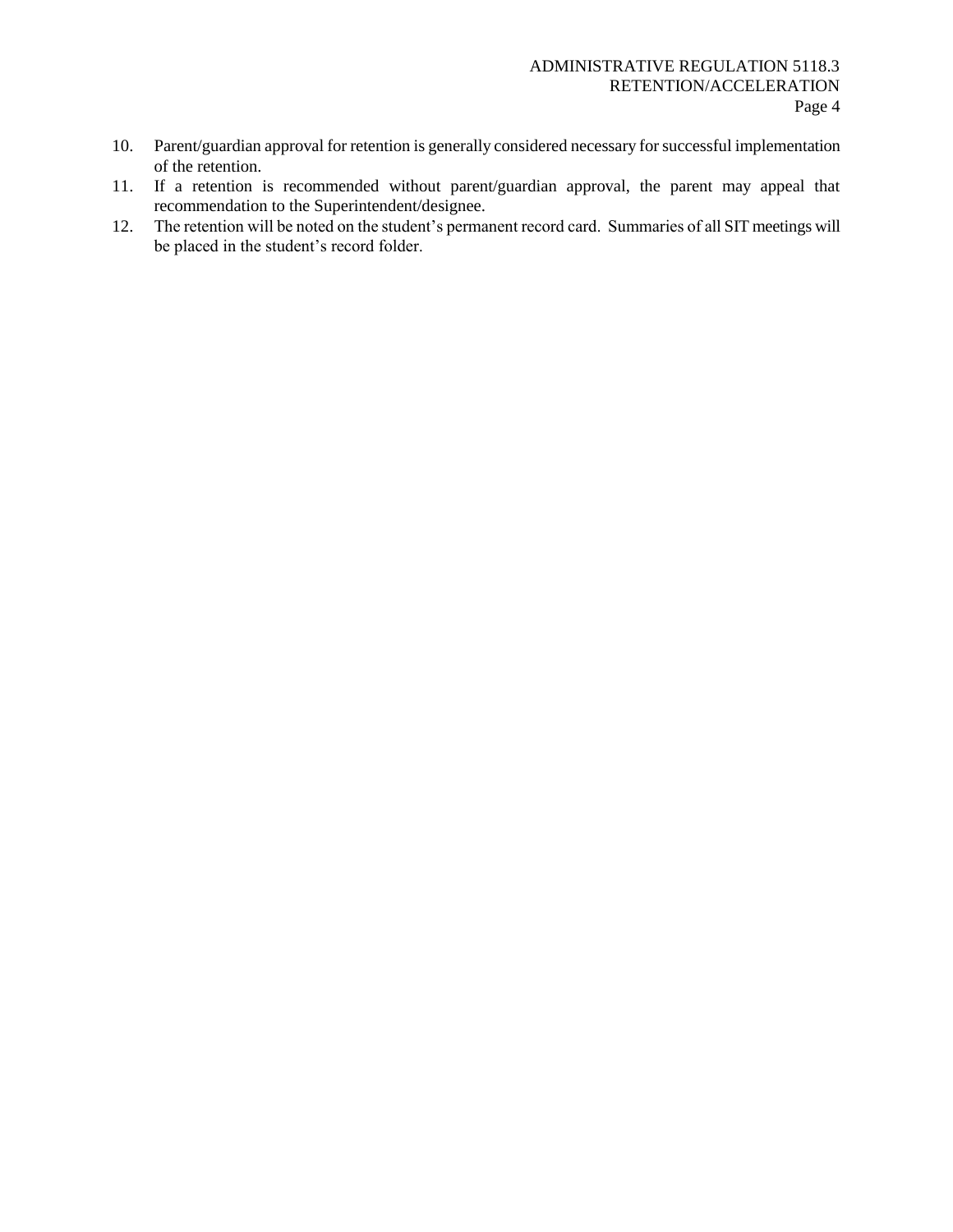10. Parent/guardian approval for retention is generally considered necessary for successful implementation of the retention.
11. If a retention is recommended without parent/guardian approval, the parent may appeal that recommendation to the Superintendent/designee.
12. The retention will be noted on the student's permanent record card. Summaries of all SIT meetings will be placed in the student's record folder.